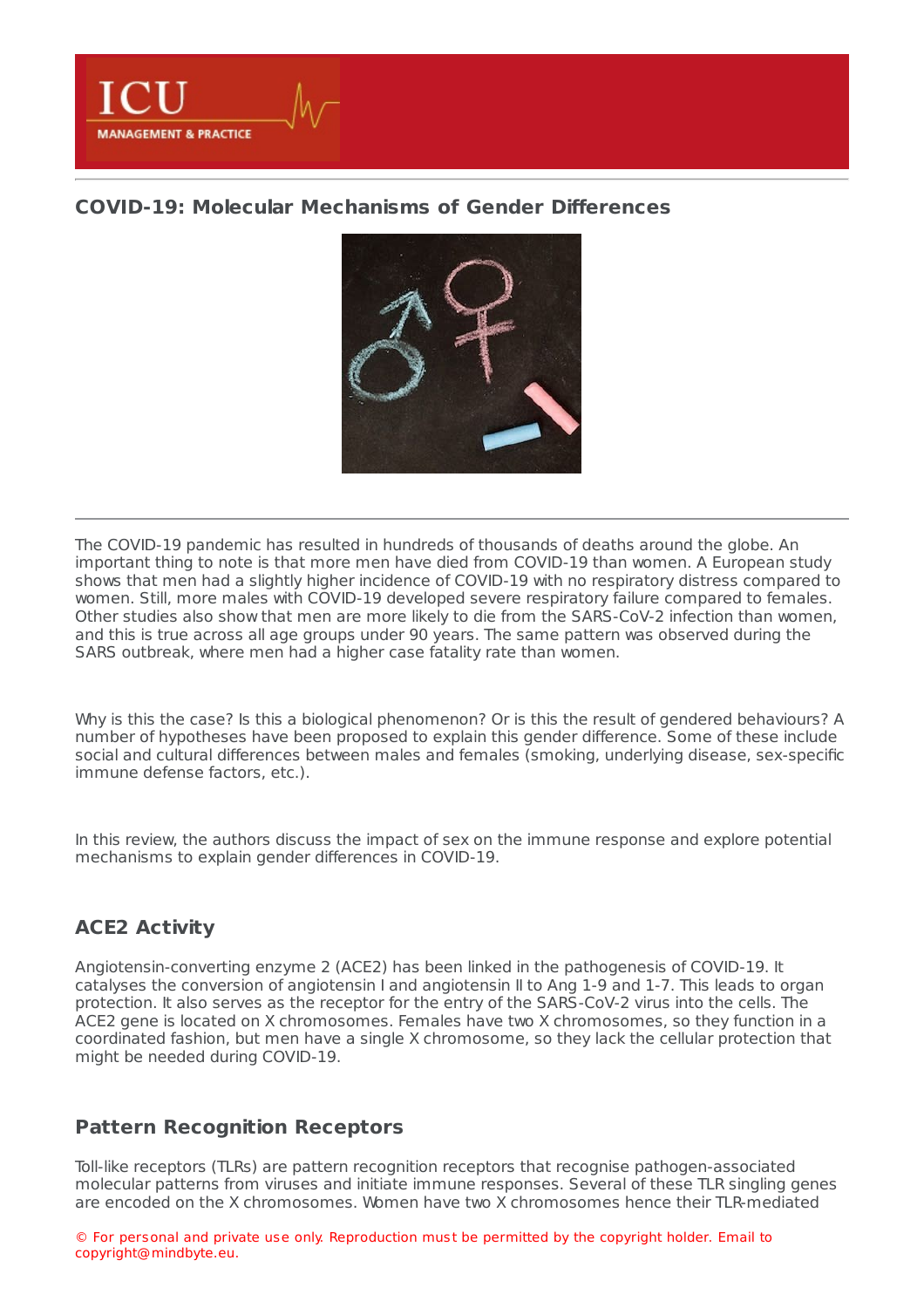# COVID-19: Molecular Mechanisms of Gender Differences

The COVID-19 pandemic has resulted in hundreds of thousands of deaths around the globe. An important thing to note is that more men have died from COVID-19 than women. A European study shows that men had a slightly higher incidence of COVID-19 with no respiratory distress compared to women. Still, more males with COVID-19 developed severe respiratory failure compared to females. Other studies also show that men are more likely to die from the SARS-CoV-2 infection than women, and this is true across all age groups under 90 years. The same pattern was observed during the SARS outbreak, where men had a higher case fatality rate than women.

Why is this the case? Is this a biological phenomenon? Or is this the result of gendered behaviours? A number of hypotheses have been proposed to explain this gender difference. Some of these include social and cultural differences between males and females (smoking, underlying disease, sex-specific immune defense factors, etc.).

In this review, the authors discuss the impact of sex on the immune response and explore potential mechanisms to explain gender differences in COVID-19.

## ACE2 Activity

Angiotensin-converting enzyme 2 (ACE2) has been linked in the pathogenesis of COVID-19. It catalyses the conversion of angiotensin I and angiotensin II to Ang 1-9 and 1-7. This leads to organ protection. It also serves as the receptor for the entry of the SARS-CoV-2 virus into the cells. The ACE2 gene is located on X chromosomes. Females have two X chromosomes, so they function in a coordinated fashion, but men have a single X chromosome, so they lack the cellular protection that might be needed during COVID-19.

## Pattern Recognition Receptors

Toll-like receptors (TLRs) are pattern recognition receptors that recognise pathogen-associated molecular patterns from viruses and initiate immune responses. Several of these TLR singling genes are encoded on the X chromosomes. Women have two X chromosomes hence their TLR-mediated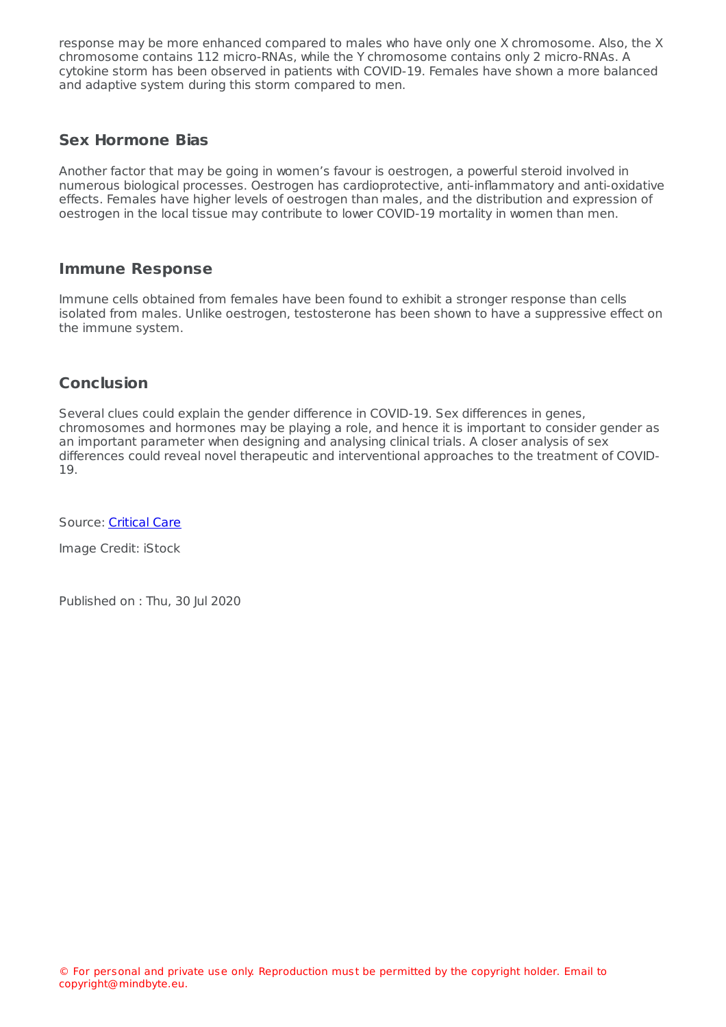response may be more enhanced compared to males who have only one X chromosome. Also, the X chromosome contains 112 micro-RNAs, while the Y chromosome contains only 2 micro-RNAs. A cytokine storm has been observed in patients with COVID-19. Females have shown a more balanced and adaptive system during this storm compared to men.

## Sex Hormone Bias

Another factor that may be going in women's favour is oestrogen, a powerful steroid involved in numerous biological processes. Oestrogen has cardioprotective, anti-inflammatory and anti-oxidative effects. Females have higher levels of oestrogen than males, and the distribution and expression of oestrogen in the local tissue may contribute to lower COVID-19 mortality in women than men.

## Immune Response

Immune cells obtained from females have been found to exhibit a stronger response than cells isolated from males. Unlike oestrogen, testosterone has been shown to have a suppressive effect on the immune system.

## Conclusion

Several clues could explain the gender difference in COVID-19. Sex differences in genes, chromosomes and hormones may be playing a role, and hence it is important to consider gender as an important parameter when designing and analysing clinical trials. A closer analysis of sex differences could reveal novel therapeutic and interventional approaches to the treatment of COVID-19.

Source: Critical Care

Image Credit: iStock

Published on : Thu, 30 Jul 2020

© For personal and private use only. Reproduction must be permitted by the copyright holder. Email to copyright@mindbyte.eu.